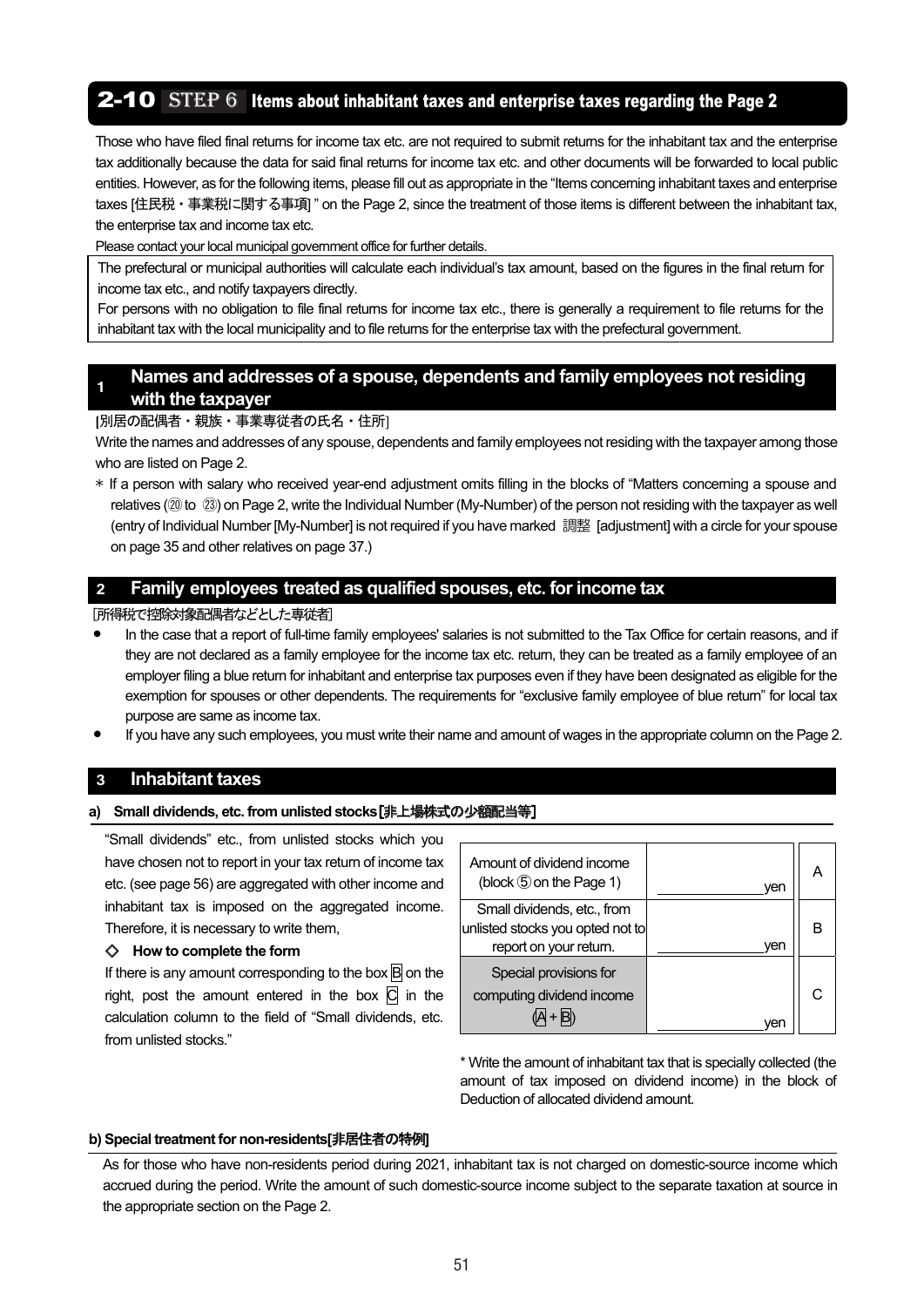## 2-10 STEP 6 Items about inhabitant taxes and enterprise taxes regarding the Page 2

Those who have filed final returns for income tax etc. are not required to submit returns for the inhabitant tax and the enterprise tax additionally because the data for said final returns for income tax etc. and other documents will be forwarded to local public entities. However, as for the following items, please fill out as appropriate in the "Items concerning inhabitant taxes and enterprise taxes [住民税・事業税に関する事項] " on the Page 2, since the treatment of those items is different between the inhabitant tax, the enterprise tax and income tax etc.

Please contact your local municipal government office for further details.

The prefectural or municipal authorities will calculate each individual's tax amount, based on the figures in the final return for income tax etc., and notify taxpayers directly.
For persons with no obligation to file final returns for income tax etc., there is generally a requirement to file returns for the inhabitant tax with the local municipality and to file returns for the enterprise tax with the prefectural government.

### 1 Names and addresses of a spouse, dependents and family employees not residing with the taxpayer

[別居の配偶者・親族・事業専従者の氏名・住所]

Write the names and addresses of any spouse, dependents and family employees not residing with the taxpayer among those who are listed on Page 2.

* If a person with salary who received year-end adjustment omits filling in the blocks of "Matters concerning a spouse and relatives (⑳ to ㉓) on Page 2, write the Individual Number (My-Number) of the person not residing with the taxpayer as well (entry of Individual Number [My-Number] is not required if you have marked 調整 [adjustment] with a circle for your spouse on page 35 and other relatives on page 37.)

### 2 Family employees treated as qualified spouses, etc. for income tax

[所得税で控除対象配偶者などとした専従者]

- In the case that a report of full-time family employees' salaries is not submitted to the Tax Office for certain reasons, and if they are not declared as a family employee for the income tax etc. return, they can be treated as a family employee of an employer filing a blue return for inhabitant and enterprise tax purposes even if they have been designated as eligible for the exemption for spouses or other dependents. The requirements for "exclusive family employee of blue return" for local tax purpose are same as income tax.
- If you have any such employees, you must write their name and amount of wages in the appropriate column on the Page 2.

### 3 Inhabitant taxes

#### a) Small dividends, etc. from unlisted stocks [非上場株式の少額配当等]

"Small dividends" etc., from unlisted stocks which you have chosen not to report in your tax return of income tax etc. (see page 56) are aggregated with other income and inhabitant tax is imposed on the aggregated income. Therefore, it is necessary to write them,

◇ **How to complete the form**

If there is any amount corresponding to the box B on the right, post the amount entered in the box C in the calculation column to the field of "Small dividends, etc. from unlisted stocks."

| | | |
|---|---|---|
| Amount of dividend income (block ⑤ on the Page 1) | yen | A |
| Small dividends, etc., from unlisted stocks you opted not to report on your return. | yen | B |
| Special provisions for computing dividend income (A + B) | yen | C |

* Write the amount of inhabitant tax that is specially collected (the amount of tax imposed on dividend income) in the block of Deduction of allocated dividend amount.

#### b) Special treatment for non-residents [非居住者の特例]

As for those who have non-residents period during 2021, inhabitant tax is not charged on domestic-source income which accrued during the period. Write the amount of such domestic-source income subject to the separate taxation at source in the appropriate section on the Page 2.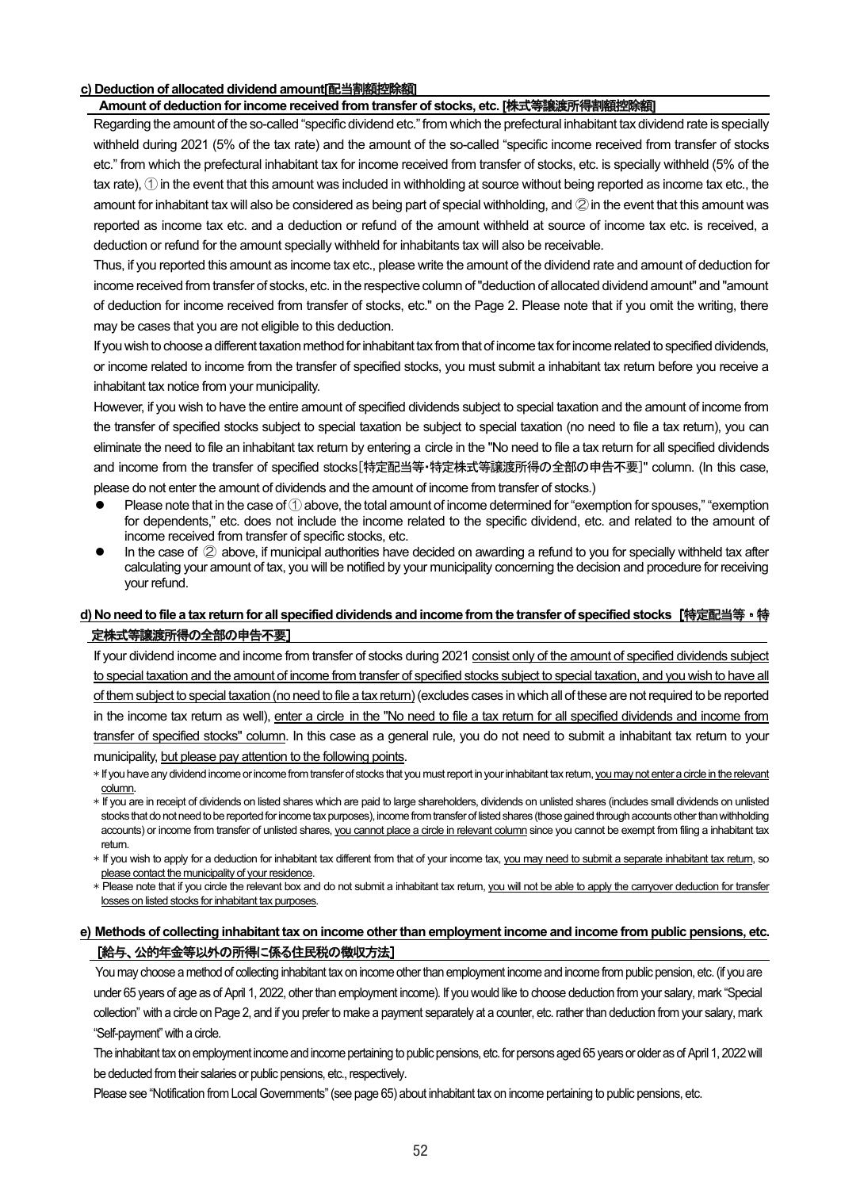#### c) Deduction of allocated dividend amount[配当割額控除額]

**Amount of deduction for income received from transfer of stocks, etc. [株式等譲渡所得割額控除額]**

Regarding the amount of the so-called "specific dividend etc." from which the prefectural inhabitant tax dividend rate is specially withheld during 2021 (5% of the tax rate) and the amount of the so-called "specific income received from transfer of stocks etc." from which the prefectural inhabitant tax for income received from transfer of stocks, etc. is specially withheld (5% of the tax rate), ① in the event that this amount was included in withholding at source without being reported as income tax etc., the amount for inhabitant tax will also be considered as being part of special withholding, and ② in the event that this amount was reported as income tax etc. and a deduction or refund of the amount withheld at source of income tax etc. is received, a deduction or refund for the amount specially withheld for inhabitants tax will also be receivable.

Thus, if you reported this amount as income tax etc., please write the amount of the dividend rate and amount of deduction for income received from transfer of stocks, etc. in the respective column of "deduction of allocated dividend amount" and "amount of deduction for income received from transfer of stocks, etc." on the Page 2. Please note that if you omit the writing, there may be cases that you are not eligible to this deduction.

If you wish to choose a different taxation method for inhabitant tax from that of income tax for income related to specified dividends, or income related to income from the transfer of specified stocks, you must submit a inhabitant tax return before you receive a inhabitant tax notice from your municipality.

However, if you wish to have the entire amount of specified dividends subject to special taxation and the amount of income from the transfer of specified stocks subject to special taxation be subject to special taxation (no need to file a tax return), you can eliminate the need to file an inhabitant tax return by entering a circle in the "No need to file a tax return for all specified dividends and income from the transfer of specified stocks[特定配当等・特定株式等譲渡所得の全部の申告不要]" column. (In this case, please do not enter the amount of dividends and the amount of income from transfer of stocks.)

- Please note that in the case of ① above, the total amount of income determined for "exemption for spouses," "exemption for dependents," etc. does not include the income related to the specific dividend, etc. and related to the amount of income received from transfer of specific stocks, etc.
- In the case of ② above, if municipal authorities have decided on awarding a refund to you for specially withheld tax after calculating your amount of tax, you will be notified by your municipality concerning the decision and procedure for receiving your refund.

#### d) No need to file a tax return for all specified dividends and income from the transfer of specified stocks [特定配当等・特定株式等譲渡所得の全部の申告不要]

If your dividend income and income from transfer of stocks during 2021 consist only of the amount of specified dividends subject to special taxation and the amount of income from transfer of specified stocks subject to special taxation, and you wish to have all of them subject to special taxation (no need to file a tax return) (excludes cases in which all of these are not required to be reported in the income tax return as well), enter a circle in the "No need to file a tax return for all specified dividends and income from transfer of specified stocks" column. In this case as a general rule, you do not need to submit a inhabitant tax return to your municipality, but please pay attention to the following points.

* If you have any dividend income or income from transfer of stocks that you must report in your inhabitant tax return, you may not enter a circle in the relevant column.
* If you are in receipt of dividends on listed shares which are paid to large shareholders, dividends on unlisted shares (includes small dividends on unlisted stocks that do not need to be reported for income tax purposes), income from transfer of listed shares (those gained through accounts other than withholding accounts) or income from transfer of unlisted shares, you cannot place a circle in relevant column since you cannot be exempt from filing a inhabitant tax return.
* If you wish to apply for a deduction for inhabitant tax different from that of your income tax, you may need to submit a separate inhabitant tax return, so please contact the municipality of your residence.
* Please note that if you circle the relevant box and do not submit a inhabitant tax return, you will not be able to apply the carryover deduction for transfer losses on listed stocks for inhabitant tax purposes.

#### e) Methods of collecting inhabitant tax on income other than employment income and income from public pensions, etc. [給与、公的年金等以外の所得に係る住民税の徴収方法]

You may choose a method of collecting inhabitant tax on income other than employment income and income from public pension, etc. (if you are under 65 years of age as of April 1, 2022, other than employment income). If you would like to choose deduction from your salary, mark "Special collection" with a circle on Page 2, and if you prefer to make a payment separately at a counter, etc. rather than deduction from your salary, mark "Self-payment" with a circle.

The inhabitant tax on employment income and income pertaining to public pensions, etc. for persons aged 65 years or older as of April 1, 2022 will be deducted from their salaries or public pensions, etc., respectively.

Please see "Notification from Local Governments" (see page 65) about inhabitant tax on income pertaining to public pensions, etc.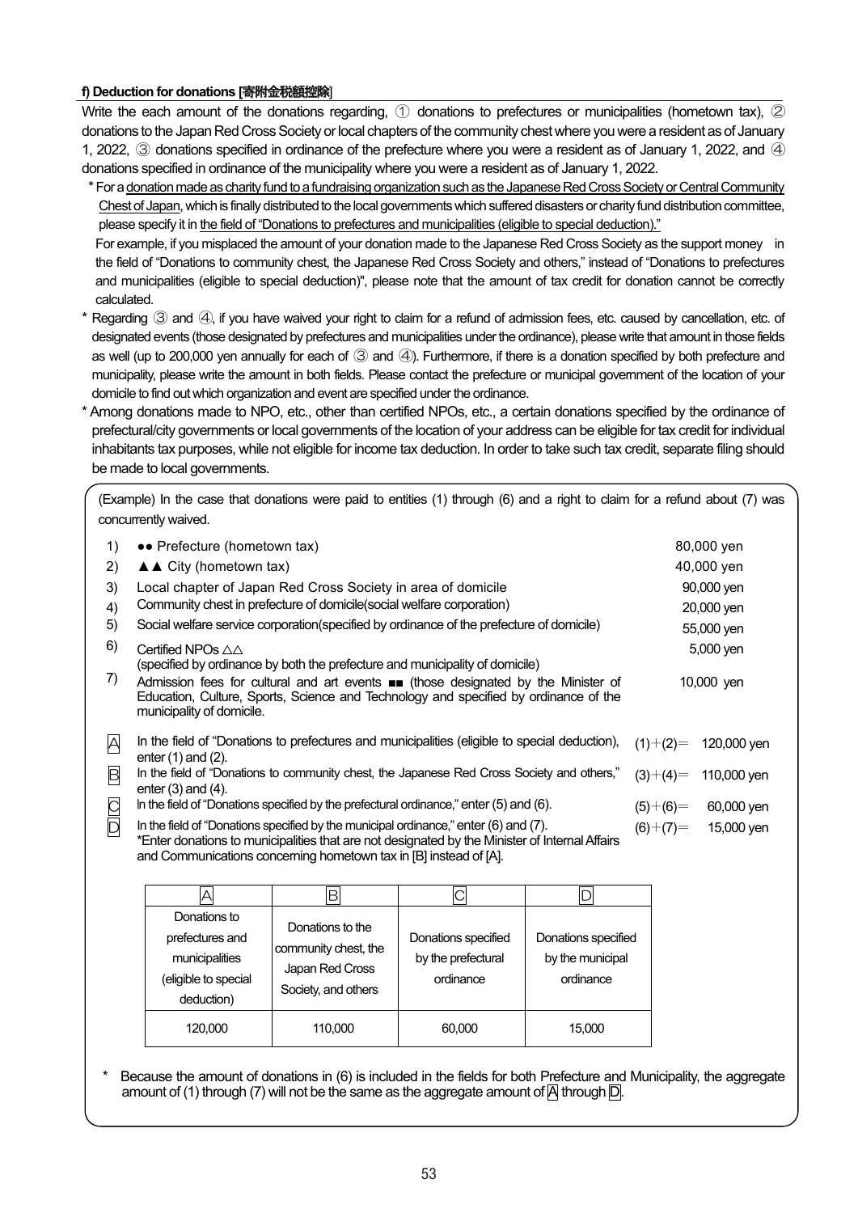#### f) Deduction for donations [寄附金税額控除]

Write the each amount of the donations regarding, ① donations to prefectures or municipalities (hometown tax), ② donations to the Japan Red Cross Society or local chapters of the community chest where you were a resident as of January 1, 2022, ③ donations specified in ordinance of the prefecture where you were a resident as of January 1, 2022, and ④ donations specified in ordinance of the municipality where you were a resident as of January 1, 2022.

* For a donation made as charity fund to a fundraising organization such as the Japanese Red Cross Society or Central Community Chest of Japan, which is finally distributed to the local governments which suffered disasters or charity fund distribution committee, please specify it in the field of "Donations to prefectures and municipalities (eligible to special deduction)."
  For example, if you misplaced the amount of your donation made to the Japanese Red Cross Society as the support money in the field of "Donations to community chest, the Japanese Red Cross Society and others," instead of "Donations to prefectures and municipalities (eligible to special deduction)", please note that the amount of tax credit for donation cannot be correctly calculated.
* Regarding ③ and ④, if you have waived your right to claim for a refund of admission fees, etc. caused by cancellation, etc. of designated events (those designated by prefectures and municipalities under the ordinance), please write that amount in those fields as well (up to 200,000 yen annually for each of ③ and ④). Furthermore, if there is a donation specified by both prefecture and municipality, please write the amount in both fields. Please contact the prefecture or municipal government of the location of your domicile to find out which organization and event are specified under the ordinance.
* Among donations made to NPO, etc., other than certified NPOs, etc., a certain donations specified by the ordinance of prefectural/city governments or local governments of the location of your address can be eligible for tax credit for individual inhabitants tax purposes, while not eligible for income tax deduction. In order to take such tax credit, separate filing should be made to local governments.

(Example) In the case that donations were paid to entities (1) through (6) and a right to claim for a refund about (7) was concurrently waived.

1) ●● Prefecture (hometown tax) — 80,000 yen
2) ▲▲ City (hometown tax) — 40,000 yen
3) Local chapter of Japan Red Cross Society in area of domicile — 90,000 yen
4) Community chest in prefecture of domicile(social welfare corporation) — 20,000 yen
5) Social welfare service corporation(specified by ordinance of the prefecture of domicile) — 55,000 yen
6) Certified NPOs △△ (specified by ordinance by both the prefecture and municipality of domicile) — 5,000 yen
7) Admission fees for cultural and art events ■■ (those designated by the Minister of Education, Culture, Sports, Science and Technology and specified by ordinance of the municipality of domicile. — 10,000 yen

A In the field of "Donations to prefectures and municipalities (eligible to special deduction), enter (1) and (2). (1)+(2)= 120,000 yen
B In the field of "Donations to community chest, the Japanese Red Cross Society and others," enter (3) and (4). (3)+(4)= 110,000 yen
C In the field of "Donations specified by the prefectural ordinance," enter (5) and (6). (5)+(6)= 60,000 yen
D In the field of "Donations specified by the municipal ordinance," enter (6) and (7). (6)+(7)= 15,000 yen
*Enter donations to municipalities that are not designated by the Minister of Internal Affairs and Communications concerning hometown tax in [B] instead of [A].

| A | B | C | D |
|---|---|---|---|
| Donations to prefectures and municipalities (eligible to special deduction) | Donations to the community chest, the Japan Red Cross Society, and others | Donations specified by the prefectural ordinance | Donations specified by the municipal ordinance |
| 120,000 | 110,000 | 60,000 | 15,000 |

* Because the amount of donations in (6) is included in the fields for both Prefecture and Municipality, the aggregate amount of (1) through (7) will not be the same as the aggregate amount of A through D.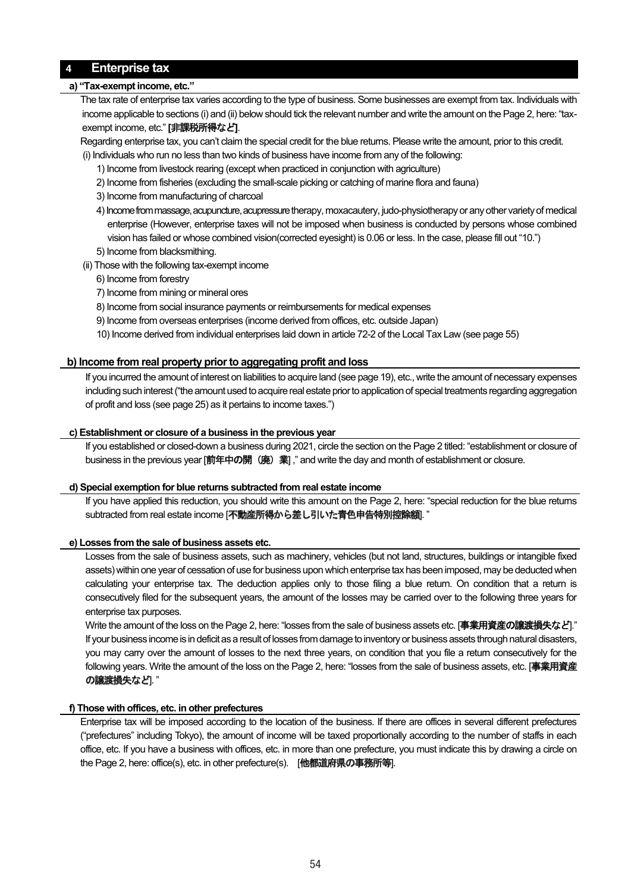## 4 Enterprise tax

### a) "Tax-exempt income, etc."

The tax rate of enterprise tax varies according to the type of business. Some businesses are exempt from tax. Individuals with income applicable to sections (i) and (ii) below should tick the relevant number and write the amount on the Page 2, here: "tax-exempt income, etc." **[非課税所得など]**.

Regarding enterprise tax, you can't claim the special credit for the blue returns. Please write the amount, prior to this credit.

(i) Individuals who run no less than two kinds of business have income from any of the following:

1) Income from livestock rearing (except when practiced in conjunction with agriculture)
2) Income from fisheries (excluding the small-scale picking or catching of marine flora and fauna)
3) Income from manufacturing of charcoal
4) Income from massage, acupuncture, acupressure therapy, moxacautery, judo-physiotherapy or any other variety of medical enterprise (However, enterprise taxes will not be imposed when business is conducted by persons whose combined vision has failed or whose combined vision(corrected eyesight) is 0.06 or less. In the case, please fill out "10.")
5) Income from blacksmithing.

(ii) Those with the following tax-exempt income

6) Income from forestry
7) Income from mining or mineral ores
8) Income from social insurance payments or reimbursements for medical expenses
9) Income from overseas enterprises (income derived from offices, etc. outside Japan)
10) Income derived from individual enterprises laid down in article 72-2 of the Local Tax Law (see page 55)

### b) Income from real property prior to aggregating profit and loss

If you incurred the amount of interest on liabilities to acquire land (see page 19), etc., write the amount of necessary expenses including such interest ("the amount used to acquire real estate prior to application of special treatments regarding aggregation of profit and loss (see page 25) as it pertains to income taxes.")

### c) Establishment or closure of a business in the previous year

If you established or closed-down a business during 2021, circle the section on the Page 2 titled: "establishment or closure of business in the previous year [**前年中の開（廃）業**] ," and write the day and month of establishment or closure.

### d) Special exemption for blue returns subtracted from real estate income

If you have applied this reduction, you should write this amount on the Page 2, here: "special reduction for the blue returns subtracted from real estate income [**不動産所得から差し引いた青色申告特別控除額**]. "

### e) Losses from the sale of business assets etc.

Losses from the sale of business assets, such as machinery, vehicles (but not land, structures, buildings or intangible fixed assets) within one year of cessation of use for business upon which enterprise tax has been imposed, may be deducted when calculating your enterprise tax. The deduction applies only to those filing a blue return. On condition that a return is consecutively filed for the subsequent years, the amount of the losses may be carried over to the following three years for enterprise tax purposes.

Write the amount of the loss on the Page 2, here: "losses from the sale of business assets etc. [**事業用資産の譲渡損失など**]."
If your business income is in deficit as a result of losses from damage to inventory or business assets through natural disasters, you may carry over the amount of losses to the next three years, on condition that you file a return consecutively for the following years. Write the amount of the loss on the Page 2, here: "losses from the sale of business assets, etc. [**事業用資産の譲渡損失など**]. "

### f) Those with offices, etc. in other prefectures

Enterprise tax will be imposed according to the location of the business. If there are offices in several different prefectures ("prefectures" including Tokyo), the amount of income will be taxed proportionally according to the number of staffs in each office, etc. If you have a business with offices, etc. in more than one prefecture, you must indicate this by drawing a circle on the Page 2, here: office(s), etc. in other prefecture(s). [**他都道府県の事務所等**].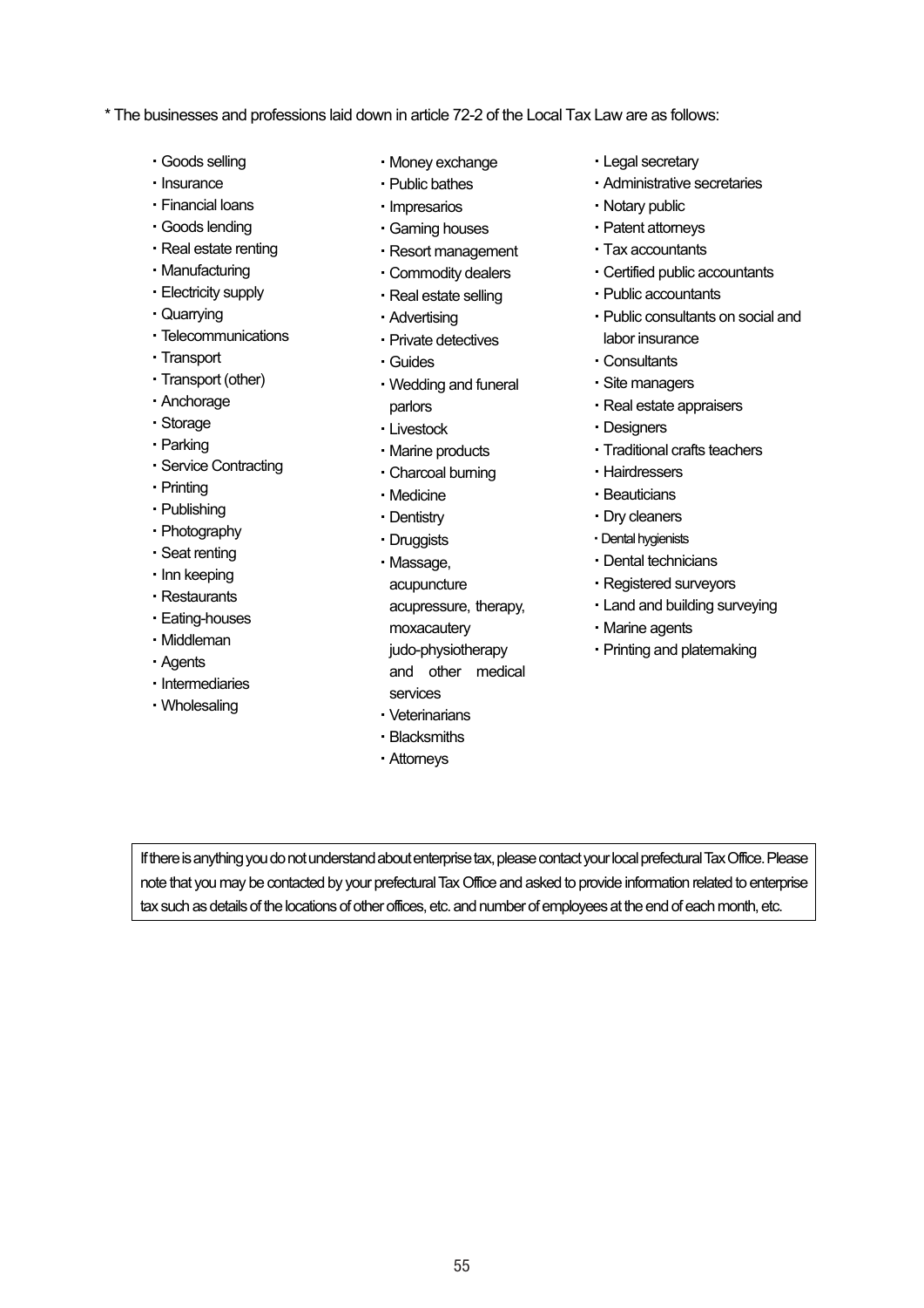* The businesses and professions laid down in article 72-2 of the Local Tax Law are as follows:

- Goods selling
- Insurance
- Financial loans
- Goods lending
- Real estate renting
- Manufacturing
- Electricity supply
- Quarrying
- Telecommunications
- Transport
- Transport (other)
- Anchorage
- Storage
- Parking
- Service Contracting
- Printing
- Publishing
- Photography
- Seat renting
- Inn keeping
- Restaurants
- Eating-houses
- Middleman
- Agents
- Intermediaries
- Wholesaling
- Money exchange
- Public baths
- Impresarios
- Gaming houses
- Resort management
- Commodity dealers
- Real estate selling
- Advertising
- Private detectives
- Guides
- Wedding and funeral parlors
- Livestock
- Marine products
- Charcoal burning
- Medicine
- Dentistry
- Druggists
- Massage, acupuncture acupressure, therapy, moxacautery judo-physiotherapy and other medical services
- Veterinarians
- Blacksmiths
- Attorneys
- Legal secretary
- Administrative secretaries
- Notary public
- Patent attorneys
- Tax accountants
- Certified public accountants
- Public accountants
- Public consultants on social and labor insurance
- Consultants
- Site managers
- Real estate appraisers
- Designers
- Traditional crafts teachers
- Hairdressers
- Beauticians
- Dry cleaners
- Dental hygienists
- Dental technicians
- Registered surveyors
- Land and building surveying
- Marine agents
- Printing and platemaking

If there is anything you do not understand about enterprise tax, please contact your local prefectural Tax Office. Please note that you may be contacted by your prefectural Tax Office and asked to provide information related to enterprise tax such as details of the locations of other offices, etc. and number of employees at the end of each month, etc.